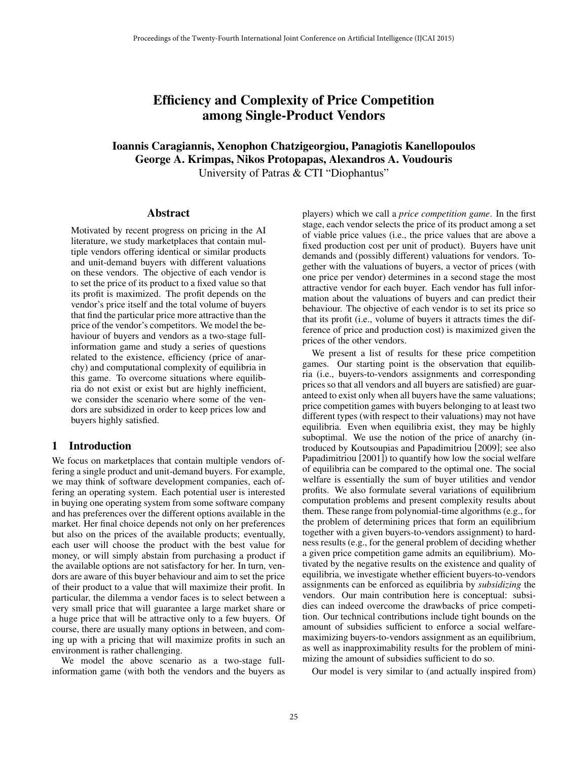# Efficiency and Complexity of Price Competition among Single-Product Vendors

**Ioannis Caragiannis, Xenophon Chatzigeorgiou, Panagiotis Kanellopoulos**
**George A. Krimpas, Nikos Protopapas, Alexandros A. Voudouris**
University of Patras & CTI "Diophantus"

## Abstract

Motivated by recent progress on pricing in the AI literature, we study marketplaces that contain multiple vendors offering identical or similar products and unit-demand buyers with different valuations on these vendors. The objective of each vendor is to set the price of its product to a fixed value so that its profit is maximized. The profit depends on the vendor's price itself and the total volume of buyers that find the particular price more attractive than the price of the vendor's competitors. We model the behaviour of buyers and vendors as a two-stage full-information game and study a series of questions related to the existence, efficiency (price of anarchy) and computational complexity of equilibria in this game. To overcome situations where equilibria do not exist or exist but are highly inefficient, we consider the scenario where some of the vendors are subsidized in order to keep prices low and buyers highly satisfied.

## 1 Introduction

We focus on marketplaces that contain multiple vendors offering a single product and unit-demand buyers. For example, we may think of software development companies, each offering an operating system. Each potential user is interested in buying one operating system from some software company and has preferences over the different options available in the market. Her final choice depends not only on her preferences but also on the prices of the available products; eventually, each user will choose the product with the best value for money, or will simply abstain from purchasing a product if the available options are not satisfactory for her. In turn, vendors are aware of this buyer behaviour and aim to set the price of their product to a value that will maximize their profit. In particular, the dilemma a vendor faces is to select between a very small price that will guarantee a large market share or a huge price that will be attractive only to a few buyers. Of course, there are usually many options in between, and coming up with a pricing that will maximize profits in such an environment is rather challenging.

We model the above scenario as a two-stage full-information game (with both the vendors and the buyers as players) which we call a *price competition game*. In the first stage, each vendor selects the price of its product among a set of viable price values (i.e., the price values that are above a fixed production cost per unit of product). Buyers have unit demands and (possibly different) valuations for vendors. Together with the valuations of buyers, a vector of prices (with one price per vendor) determines in a second stage the most attractive vendor for each buyer. Each vendor has full information about the valuations of buyers and can predict their behaviour. The objective of each vendor is to set its price so that its profit (i.e., volume of buyers it attracts times the difference of price and production cost) is maximized given the prices of the other vendors.

We present a list of results for these price competition games. Our starting point is the observation that equilibria (i.e., buyers-to-vendors assignments and corresponding prices so that all vendors and all buyers are satisfied) are guaranteed to exist only when all buyers have the same valuations; price competition games with buyers belonging to at least two different types (with respect to their valuations) may not have equilibria. Even when equilibria exist, they may be highly suboptimal. We use the notion of the price of anarchy (introduced by Koutsoupias and Papadimitriou [2009]; see also Papadimitriou [2001]) to quantify how low the social welfare of equilibria can be compared to the optimal one. The social welfare is essentially the sum of buyer utilities and vendor profits. We also formulate several variations of equilibrium computation problems and present complexity results about them. These range from polynomial-time algorithms (e.g., for the problem of determining prices that form an equilibrium together with a given buyers-to-vendors assignment) to hardness results (e.g., for the general problem of deciding whether a given price competition game admits an equilibrium). Motivated by the negative results on the existence and quality of equilibria, we investigate whether efficient buyers-to-vendors assignments can be enforced as equilibria by *subsidizing* the vendors. Our main contribution here is conceptual: subsidies can indeed overcome the drawbacks of price competition. Our technical contributions include tight bounds on the amount of subsidies sufficient to enforce a social welfare-maximizing buyers-to-vendors assignment as an equilibrium, as well as inapproximability results for the problem of minimizing the amount of subsidies sufficient to do so.

Our model is very similar to (and actually inspired from)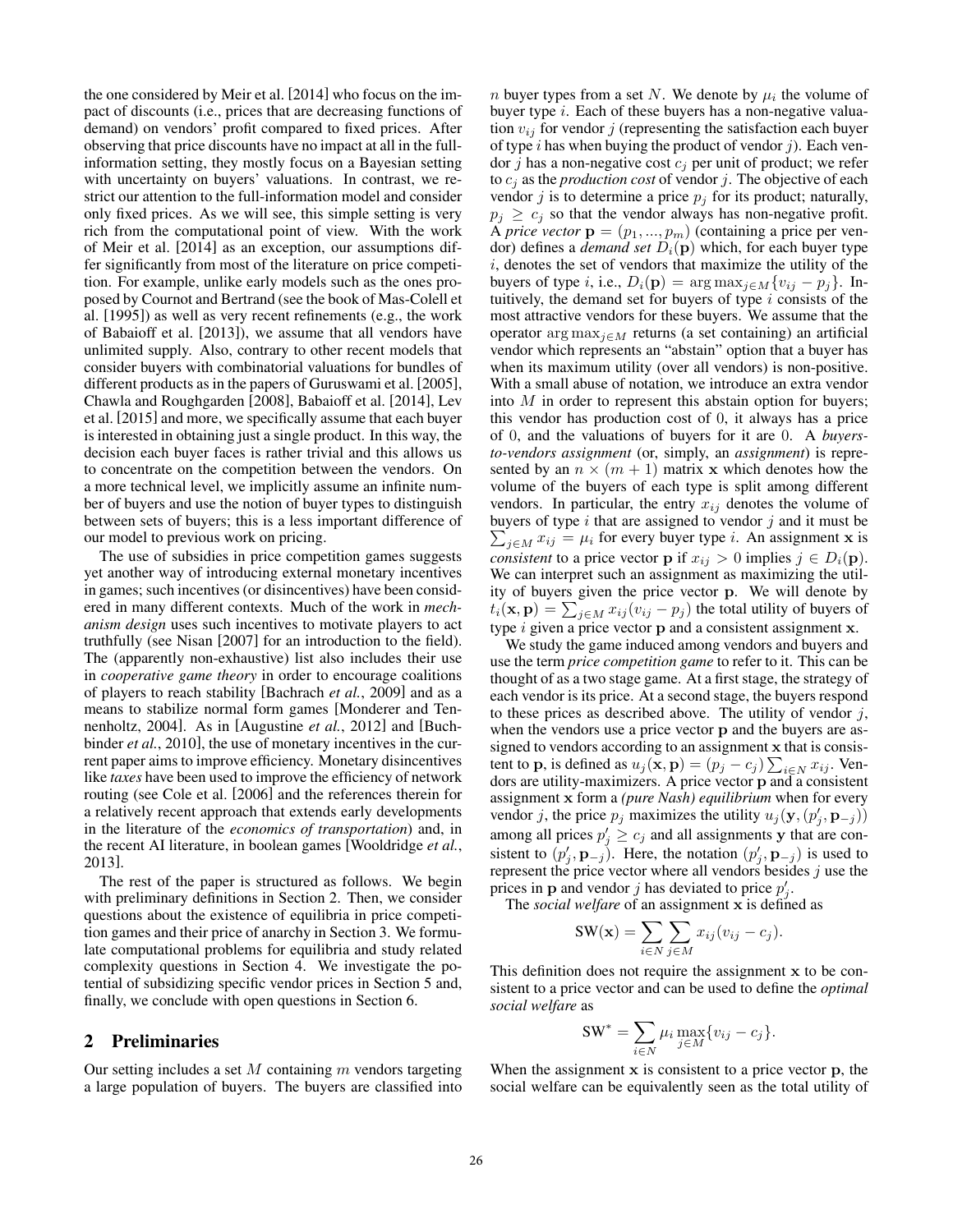the one considered by Meir et al. [2014] who focus on the impact of discounts (i.e., prices that are decreasing functions of demand) on vendors' profit compared to fixed prices. After observing that price discounts have no impact at all in the full-information setting, they mostly focus on a Bayesian setting with uncertainty on buyers' valuations. In contrast, we restrict our attention to the full-information model and consider only fixed prices. As we will see, this simple setting is very rich from the computational point of view. With the work of Meir et al. [2014] as an exception, our assumptions differ significantly from most of the literature on price competition. For example, unlike early models such as the ones proposed by Cournot and Bertrand (see the book of Mas-Colell et al. [1995]) as well as very recent refinements (e.g., the work of Babaioff et al. [2013]), we assume that all vendors have unlimited supply. Also, contrary to other recent models that consider buyers with combinatorial valuations for bundles of different products as in the papers of Guruswami et al. [2005], Chawla and Roughgarden [2008], Babaioff et al. [2014], Lev et al. [2015] and more, we specifically assume that each buyer is interested in obtaining just a single product. In this way, the decision each buyer faces is rather trivial and this allows us to concentrate on the competition between the vendors. On a more technical level, we implicitly assume an infinite number of buyers and use the notion of buyer types to distinguish between sets of buyers; this is a less important difference of our model to previous work on pricing.

The use of subsidies in price competition games suggests yet another way of introducing external monetary incentives in games; such incentives (or disincentives) have been considered in many different contexts. Much of the work in *mechanism design* uses such incentives to motivate players to act truthfully (see Nisan [2007] for an introduction to the field). The (apparently non-exhaustive) list also includes their use in *cooperative game theory* in order to encourage coalitions of players to reach stability [Bachrach *et al.*, 2009] and as a means to stabilize normal form games [Monderer and Tennenholtz, 2004]. As in [Augustine *et al.*, 2012] and [Buchbinder *et al.*, 2010], the use of monetary incentives in the current paper aims to improve efficiency. Monetary disincentives like *taxes* have been used to improve the efficiency of network routing (see Cole et al. [2006] and the references therein for a relatively recent approach that extends early developments in the literature of the *economics of transportation*) and, in the recent AI literature, in boolean games [Wooldridge *et al.*, 2013].

The rest of the paper is structured as follows. We begin with preliminary definitions in Section 2. Then, we consider questions about the existence of equilibria in price competition games and their price of anarchy in Section 3. We formulate computational problems for equilibria and study related complexity questions in Section 4. We investigate the potential of subsidizing specific vendor prices in Section 5 and, finally, we conclude with open questions in Section 6.

## 2 Preliminaries

Our setting includes a set $M$ containing $m$ vendors targeting a large population of buyers. The buyers are classified into $n$ buyer types from a set $N$. We denote by $\mu_i$ the volume of buyer type $i$. Each of these buyers has a non-negative valuation $v_{ij}$ for vendor $j$ (representing the satisfaction each buyer of type $i$ has when buying the product of vendor $j$). Each vendor $j$ has a non-negative cost $c_j$ per unit of product; we refer to $c_j$ as the *production cost* of vendor $j$. The objective of each vendor $j$ is to determine a price $p_j$ for its product; naturally, $p_j \geq c_j$ so that the vendor always has non-negative profit. A *price vector* $\mathbf{p} = (p_1, ..., p_m)$ (containing a price per vendor) defines a *demand set* $D_i(\mathbf{p})$ which, for each buyer type $i$, denotes the set of vendors that maximize the utility of the buyers of type $i$, i.e., $D_i(\mathbf{p}) = \arg\max_{j \in M}\{v_{ij} - p_j\}$. Intuitively, the demand set for buyers of type $i$ consists of the most attractive vendors for these buyers. We assume that the operator $\arg\max_{j \in M}$ returns (a set containing) an artificial vendor which represents an "abstain" option that a buyer has when its maximum utility (over all vendors) is non-positive. With a small abuse of notation, we introduce an extra vendor into $M$ in order to represent this abstain option for buyers; this vendor has production cost of 0, it always has a price of 0, and the valuations of buyers for it are 0. A *buyers-to-vendors assignment* (or, simply, an *assignment*) is represented by an $n \times (m+1)$ matrix $\mathbf{x}$ which denotes how the volume of the buyers of each type is split among different vendors. In particular, the entry $x_{ij}$ denotes the volume of buyers of type $i$ that are assigned to vendor $j$ and it must be $\sum_{j \in M} x_{ij} = \mu_i$ for every buyer type $i$. An assignment $\mathbf{x}$ is *consistent* to a price vector $\mathbf{p}$ if $x_{ij} > 0$ implies $j \in D_i(\mathbf{p})$. We can interpret such an assignment as maximizing the utility of buyers given the price vector $\mathbf{p}$. We will denote by $t_i(\mathbf{x}, \mathbf{p}) = \sum_{j \in M} x_{ij}(v_{ij} - p_j)$ the total utility of buyers of type $i$ given a price vector $\mathbf{p}$ and a consistent assignment $\mathbf{x}$.

We study the game induced among vendors and buyers and use the term *price competition game* to refer to it. This can be thought of as a two stage game. At a first stage, the strategy of each vendor is its price. At a second stage, the buyers respond to these prices as described above. The utility of vendor $j$, when the vendors use a price vector $\mathbf{p}$ and the buyers are assigned to vendors according to an assignment $\mathbf{x}$ that is consistent to $\mathbf{p}$, is defined as $u_j(\mathbf{x}, \mathbf{p}) = (p_j - c_j)\sum_{i \in N} x_{ij}$. Vendors are utility-maximizers. A price vector $\mathbf{p}$ and a consistent assignment $\mathbf{x}$ form a *(pure Nash) equilibrium* when for every vendor $j$, the price $p_j$ maximizes the utility $u_j(\mathbf{y}, (p'_j, \mathbf{p}_{-j}))$ among all prices $p'_j \geq c_j$ and all assignments $\mathbf{y}$ that are consistent to $(p'_j, \mathbf{p}_{-j})$. Here, the notation $(p'_j, \mathbf{p}_{-j})$ is used to represent the price vector where all vendors besides $j$ use the prices in $\mathbf{p}$ and vendor $j$ has deviated to price $p'_j$.

The *social welfare* of an assignment $\mathbf{x}$ is defined as

$$\text{SW}(\mathbf{x}) = \sum_{i \in N} \sum_{j \in M} x_{ij}(v_{ij} - c_j).$$

This definition does not require the assignment $\mathbf{x}$ to be consistent to a price vector and can be used to define the *optimal social welfare* as

$$\text{SW}^* = \sum_{i \in N} \mu_i \max_{j \in M}\{v_{ij} - c_j\}.$$

When the assignment $\mathbf{x}$ is consistent to a price vector $\mathbf{p}$, the social welfare can be equivalently seen as the total utility of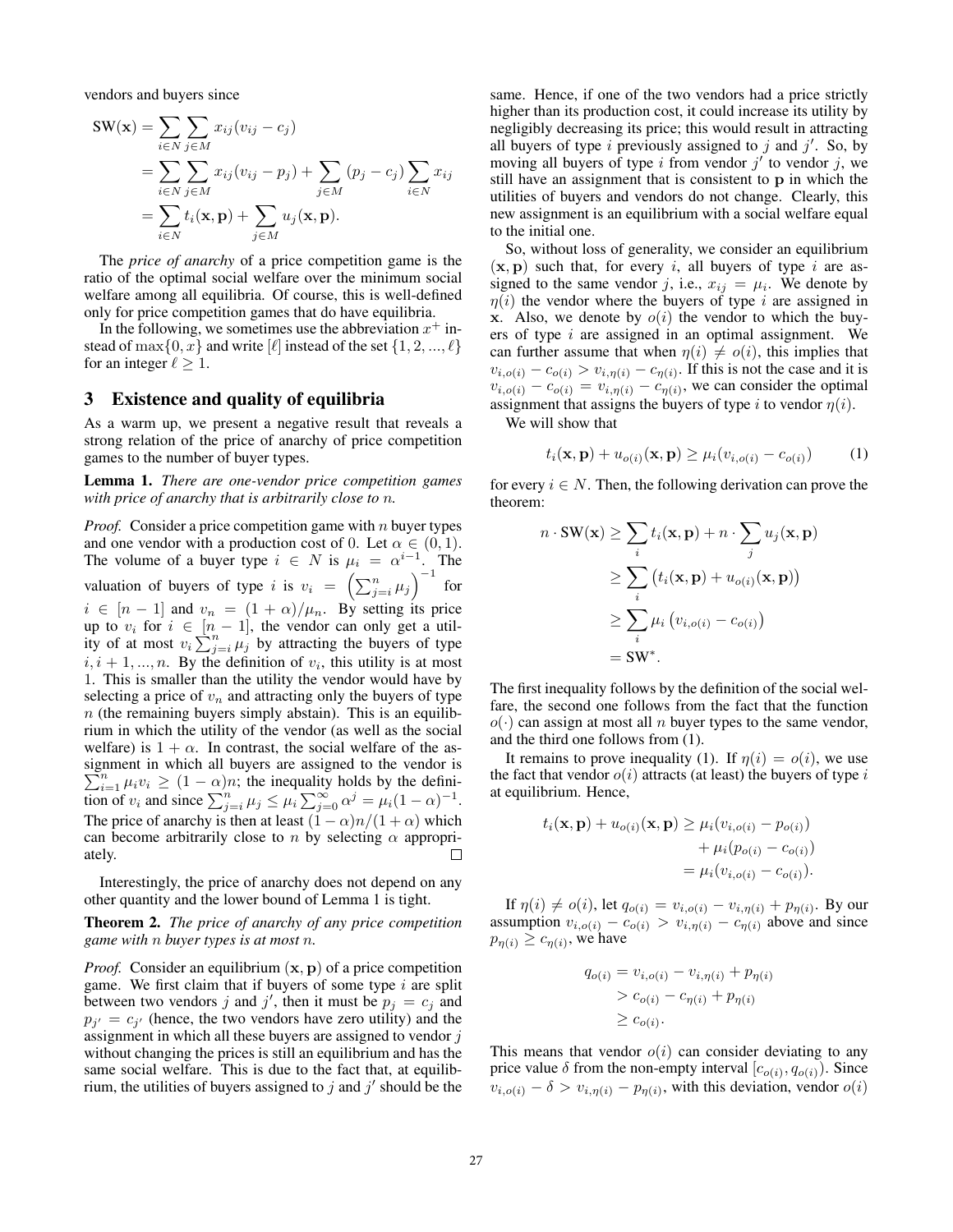vendors and buyers since

$$
\begin{aligned}
\text{SW}(\mathbf{x}) &= \sum_{i \in N} \sum_{j \in M} x_{ij}(v_{ij} - c_j) \\
&= \sum_{i \in N} \sum_{j \in M} x_{ij}(v_{ij} - p_j) + \sum_{j \in M} (p_j - c_j) \sum_{i \in N} x_{ij} \\
&= \sum_{i \in N} t_i(\mathbf{x}, \mathbf{p}) + \sum_{j \in M} u_j(\mathbf{x}, \mathbf{p}).
\end{aligned}
$$

The *price of anarchy* of a price competition game is the ratio of the optimal social welfare over the minimum social welfare among all equilibria. Of course, this is well-defined only for price competition games that do have equilibria.

In the following, we sometimes use the abbreviation $x^+$ instead of $\max\{0, x\}$ and write $[\ell]$ instead of the set $\{1, 2, ..., \ell\}$ for an integer $\ell \geq 1$.

## 3 Existence and quality of equilibria

As a warm up, we present a negative result that reveals a strong relation of the price of anarchy of price competition games to the number of buyer types.

**Lemma 1.** *There are one-vendor price competition games with price of anarchy that is arbitrarily close to $n$.*

*Proof.* Consider a price competition game with $n$ buyer types and one vendor with a production cost of 0. Let $\alpha \in (0, 1)$. The volume of a buyer type $i \in N$ is $\mu_i = \alpha^{i-1}$. The valuation of buyers of type $i$ is $v_i = \left(\sum_{j=i}^{n} \mu_j\right)^{-1}$ for $i \in [n-1]$ and $v_n = (1+\alpha)/\mu_n$. By setting its price up to $v_i$ for $i \in [n-1]$, the vendor can only get a utility of at most $v_i \sum_{j=i}^{n} \mu_j$ by attracting the buyers of type $i, i+1, ..., n$. By the definition of $v_i$, this utility is at most 1. This is smaller than the utility the vendor would have by selecting a price of $v_n$ and attracting only the buyers of type $n$ (the remaining buyers simply abstain). This is an equilibrium in which the utility of the vendor (as well as the social welfare) is $1 + \alpha$. In contrast, the social welfare of the assignment in which all buyers are assigned to the vendor is $\sum_{i=1}^{n} \mu_i v_i \geq (1-\alpha)n$; the inequality holds by the definition of $v_i$ and since $\sum_{j=i}^{n} \mu_j \leq \mu_i \sum_{j=0}^{\infty} \alpha^j = \mu_i(1-\alpha)^{-1}$. The price of anarchy is then at least $(1-\alpha)n/(1+\alpha)$ which can become arbitrarily close to $n$ by selecting $\alpha$ appropriately. □

Interestingly, the price of anarchy does not depend on any other quantity and the lower bound of Lemma 1 is tight.

**Theorem 2.** *The price of anarchy of any price competition game with $n$ buyer types is at most $n$.*

*Proof.* Consider an equilibrium $(\mathbf{x}, \mathbf{p})$ of a price competition game. We first claim that if buyers of some type $i$ are split between two vendors $j$ and $j'$, then it must be $p_j = c_j$ and $p_{j'} = c_{j'}$ (hence, the two vendors have zero utility) and the assignment in which all these buyers are assigned to vendor $j$ without changing the prices is still an equilibrium and has the same social welfare. This is due to the fact that, at equilibrium, the utilities of buyers assigned to $j$ and $j'$ should be the same. Hence, if one of the two vendors had a price strictly higher than its production cost, it could increase its utility by negligibly decreasing its price; this would result in attracting all buyers of type $i$ previously assigned to $j$ and $j'$. So, by moving all buyers of type $i$ from vendor $j'$ to vendor $j$, we still have an assignment that is consistent to $\mathbf{p}$ in which the utilities of buyers and vendors do not change. Clearly, this new assignment is an equilibrium with a social welfare equal to the initial one.

So, without loss of generality, we consider an equilibrium $(\mathbf{x}, \mathbf{p})$ such that, for every $i$, all buyers of type $i$ are assigned to the same vendor $j$, i.e., $x_{ij} = \mu_i$. We denote by $\eta(i)$ the vendor where the buyers of type $i$ are assigned in $\mathbf{x}$. Also, we denote by $o(i)$ the vendor to which the buyers of type $i$ are assigned in an optimal assignment. We can further assume that when $\eta(i) \neq o(i)$, this implies that $v_{i,o(i)} - c_{o(i)} > v_{i,\eta(i)} - c_{\eta(i)}$. If this is not the case and it is $v_{i,o(i)} - c_{o(i)} = v_{i,\eta(i)} - c_{\eta(i)}$, we can consider the optimal assignment that assigns the buyers of type $i$ to vendor $\eta(i)$.

We will show that

$$
t_i(\mathbf{x}, \mathbf{p}) + u_{o(i)}(\mathbf{x}, \mathbf{p}) \geq \mu_i(v_{i,o(i)} - c_{o(i)}) \tag{1}
$$

for every $i \in N$. Then, the following derivation can prove the theorem:

$$
\begin{aligned}
n \cdot \text{SW}(\mathbf{x}) &\geq \sum_i t_i(\mathbf{x}, \mathbf{p}) + n \cdot \sum_j u_j(\mathbf{x}, \mathbf{p}) \\
&\geq \sum_i \left(t_i(\mathbf{x}, \mathbf{p}) + u_{o(i)}(\mathbf{x}, \mathbf{p})\right) \\
&\geq \sum_i \mu_i \left(v_{i,o(i)} - c_{o(i)}\right) \\
&= \text{SW}^*.
\end{aligned}
$$

The first inequality follows by the definition of the social welfare, the second one follows from the fact that the function $o(\cdot)$ can assign at most all $n$ buyer types to the same vendor, and the third one follows from (1).

It remains to prove inequality (1). If $\eta(i) = o(i)$, we use the fact that vendor $o(i)$ attracts (at least) the buyers of type $i$ at equilibrium. Hence,

$$
\begin{aligned}
t_i(\mathbf{x}, \mathbf{p}) + u_{o(i)}(\mathbf{x}, \mathbf{p}) &\geq \mu_i(v_{i,o(i)} - p_{o(i)}) \\
&\quad + \mu_i(p_{o(i)} - c_{o(i)}) \\
&= \mu_i(v_{i,o(i)} - c_{o(i)}).
\end{aligned}
$$

If $\eta(i) \neq o(i)$, let $q_{o(i)} = v_{i,o(i)} - v_{i,\eta(i)} + p_{\eta(i)}$. By our assumption $v_{i,o(i)} - c_{o(i)} > v_{i,\eta(i)} - c_{\eta(i)}$ above and since $p_{\eta(i)} \geq c_{\eta(i)}$, we have

$$
\begin{aligned}
q_{o(i)} &= v_{i,o(i)} - v_{i,\eta(i)} + p_{\eta(i)} \\
&> c_{o(i)} - c_{\eta(i)} + p_{\eta(i)} \\
&\geq c_{o(i)}.
\end{aligned}
$$

This means that vendor $o(i)$ can consider deviating to any price value $\delta$ from the non-empty interval $[c_{o(i)}, q_{o(i)})$. Since $v_{i,o(i)} - \delta > v_{i,\eta(i)} - p_{\eta(i)}$, with this deviation, vendor $o(i)$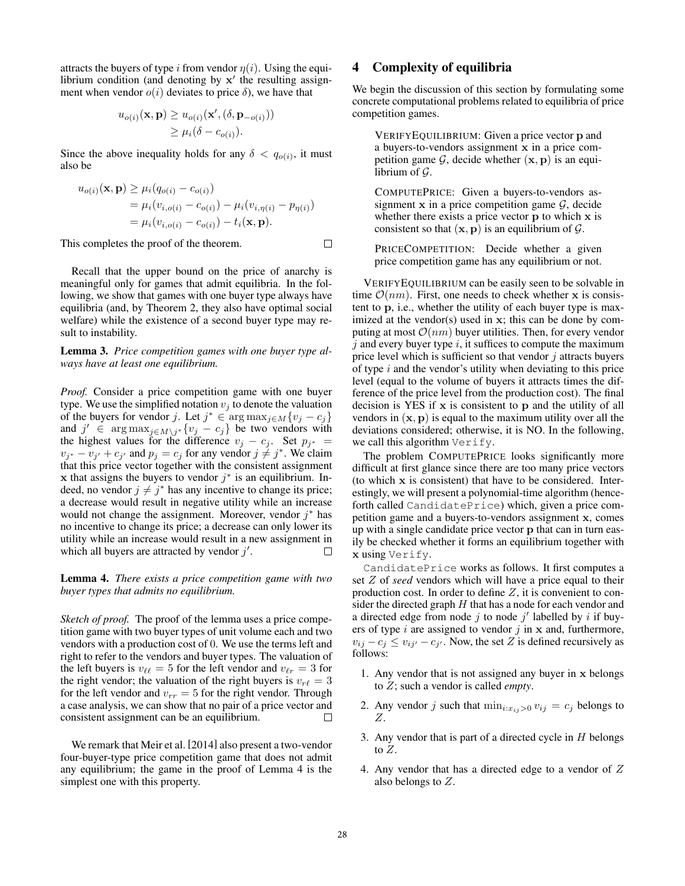attracts the buyers of type $i$ from vendor $\eta(i)$. Using the equilibrium condition (and denoting by $\mathbf{x}'$ the resulting assignment when vendor $o(i)$ deviates to price $\delta$), we have that

$$
\begin{aligned}
u_{o(i)}(\mathbf{x}, \mathbf{p}) &\geq u_{o(i)}(\mathbf{x}', (\delta, \mathbf{p}_{-o(i)})) \\
&\geq \mu_i(\delta - c_{o(i)}).
\end{aligned}
$$

Since the above inequality holds for any $\delta < q_{o(i)}$, it must also be

$$
\begin{aligned}
u_{o(i)}(\mathbf{x}, \mathbf{p}) &\geq \mu_i(q_{o(i)} - c_{o(i)}) \\
&= \mu_i(v_{i,o(i)} - c_{o(i)}) - \mu_i(v_{i,\eta(i)} - p_{\eta(i)}) \\
&= \mu_i(v_{i,o(i)} - c_{o(i)}) - t_i(\mathbf{x}, \mathbf{p}).
\end{aligned}
$$

This completes the proof of the theorem. □

Recall that the upper bound on the price of anarchy is meaningful only for games that admit equilibria. In the following, we show that games with one buyer type always have equilibria (and, by Theorem 2, they also have optimal social welfare) while the existence of a second buyer type may result to instability.

**Lemma 3.** *Price competition games with one buyer type always have at least one equilibrium.*

*Proof.* Consider a price competition game with one buyer type. We use the simplified notation $v_j$ to denote the valuation of the buyers for vendor $j$. Let $j^* \in \arg\max_{j \in M}\{v_j - c_j\}$ and $j' \in \arg\max_{j \in M \setminus j^*}\{v_j - c_j\}$ be two vendors with the highest values for the difference $v_j - c_j$. Set $p_{j^*} = v_{j^*} - v_{j'} + c_{j'}$ and $p_j = c_j$ for any vendor $j \neq j^*$. We claim that this price vector together with the consistent assignment $\mathbf{x}$ that assigns the buyers to vendor $j^*$ is an equilibrium. Indeed, no vendor $j \neq j^*$ has any incentive to change its price; a decrease would result in negative utility while an increase would not change the assignment. Moreover, vendor $j^*$ has no incentive to change its price; a decrease can only lower its utility while an increase would result in a new assignment in which all buyers are attracted by vendor $j'$. □

**Lemma 4.** *There exists a price competition game with two buyer types that admits no equilibrium.*

*Sketch of proof.* The proof of the lemma uses a price competition game with two buyer types of unit volume each and two vendors with a production cost of 0. We use the terms left and right to refer to the vendors and buyer types. The valuation of the left buyers is $v_{\ell\ell} = 5$ for the left vendor and $v_{\ell r} = 3$ for the right vendor; the valuation of the right buyers is $v_{r\ell} = 3$ for the left vendor and $v_{rr} = 5$ for the right vendor. Through a case analysis, we can show that no pair of a price vector and consistent assignment can be an equilibrium. □

We remark that Meir et al. [2014] also present a two-vendor four-buyer-type price competition game that does not admit any equilibrium; the game in the proof of Lemma 4 is the simplest one with this property.

## 4 Complexity of equilibria

We begin the discussion of this section by formulating some concrete computational problems related to equilibria of price competition games.

> VERIFYEQUILIBRIUM: Given a price vector $\mathbf{p}$ and a buyers-to-vendors assignment $\mathbf{x}$ in a price competition game $\mathcal{G}$, decide whether $(\mathbf{x}, \mathbf{p})$ is an equilibrium of $\mathcal{G}$.
>
> COMPUTEPRICE: Given a buyers-to-vendors assignment $\mathbf{x}$ in a price competition game $\mathcal{G}$, decide whether there exists a price vector $\mathbf{p}$ to which $\mathbf{x}$ is consistent so that $(\mathbf{x}, \mathbf{p})$ is an equilibrium of $\mathcal{G}$.
>
> PRICECOMPETITION: Decide whether a given price competition game has any equilibrium or not.

VERIFYEQUILIBRIUM can be easily seen to be solvable in time $\mathcal{O}(nm)$. First, one needs to check whether $\mathbf{x}$ is consistent to $\mathbf{p}$, i.e., whether the utility of each buyer type is maximized at the vendor(s) used in $\mathbf{x}$; this can be done by computing at most $\mathcal{O}(nm)$ buyer utilities. Then, for every vendor $j$ and every buyer type $i$, it suffices to compute the maximum price level which is sufficient so that vendor $j$ attracts buyers of type $i$ and the vendor's utility when deviating to this price level (equal to the volume of buyers it attracts times the difference of the price level from the production cost). The final decision is YES if $\mathbf{x}$ is consistent to $\mathbf{p}$ and the utility of all vendors in $(\mathbf{x}, \mathbf{p})$ is equal to the maximum utility over all the deviations considered; otherwise, it is NO. In the following, we call this algorithm `Verify`.

The problem COMPUTEPRICE looks significantly more difficult at first glance since there are too many price vectors (to which $\mathbf{x}$ is consistent) that have to be considered. Interestingly, we will present a polynomial-time algorithm (henceforth called `CandidatePrice`) which, given a price competition game and a buyers-to-vendors assignment $\mathbf{x}$, comes up with a single candidate price vector $\mathbf{p}$ that can in turn easily be checked whether it forms an equilibrium together with $\mathbf{x}$ using `Verify`.

`CandidatePrice` works as follows. It first computes a set $Z$ of *seed* vendors which will have a price equal to their production cost. In order to define $Z$, it is convenient to consider the directed graph $H$ that has a node for each vendor and a directed edge from node $j$ to node $j'$ labelled by $i$ if buyers of type $i$ are assigned to vendor $j$ in $\mathbf{x}$ and, furthermore, $v_{ij} - c_j \leq v_{ij'} - c_{j'}$. Now, the set $Z$ is defined recursively as follows:

1. Any vendor that is not assigned any buyer in $\mathbf{x}$ belongs to $Z$; such a vendor is called *empty*.
2. Any vendor $j$ such that $\min_{i:x_{ij}>0} v_{ij} = c_j$ belongs to $Z$.
3. Any vendor that is part of a directed cycle in $H$ belongs to $Z$.
4. Any vendor that has a directed edge to a vendor of $Z$ also belongs to $Z$.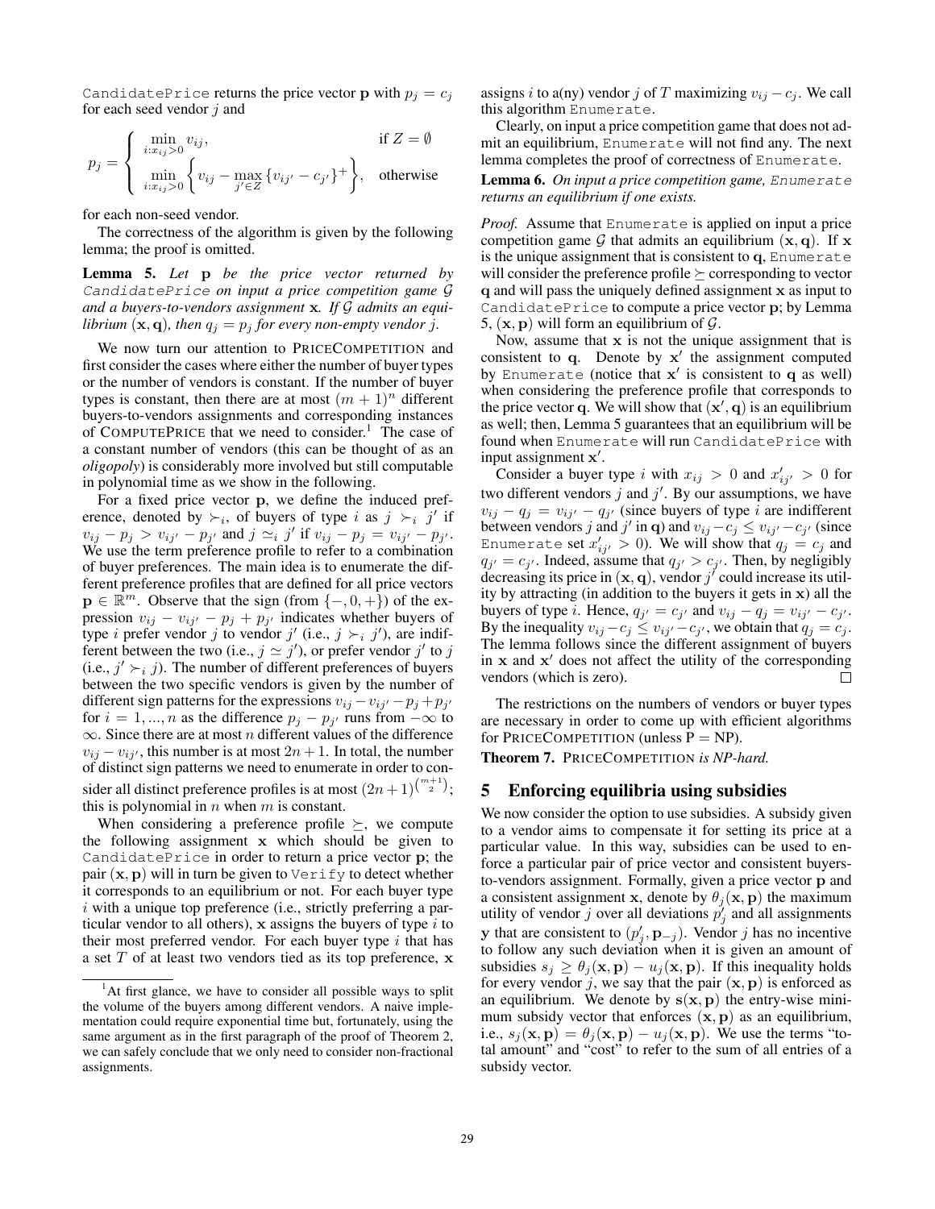`CandidatePrice` returns the price vector $\mathbf{p}$ with $p_j = c_j$ for each seed vendor $j$ and

$$p_j = \begin{cases} \min_{i:x_{ij}>0} v_{ij}, & \text{if } Z = \emptyset \\ \min_{i:x_{ij}>0} \left\{ v_{ij} - \max_{j' \in Z} \{v_{ij'} - c_{j'}\}^+ \right\}, & \text{otherwise} \end{cases}$$

for each non-seed vendor.

The correctness of the algorithm is given by the following lemma; the proof is omitted.

**Lemma 5.** *Let* $\mathbf{p}$ *be the price vector returned by* `CandidatePrice` *on input a price competition game* $\mathcal{G}$ *and a buyers-to-vendors assignment* $\mathbf{x}$*. If* $\mathcal{G}$ *admits an equilibrium* $(\mathbf{x}, \mathbf{q})$*, then* $q_j = p_j$ *for every non-empty vendor* $j$*.*

We now turn our attention to PRICECOMPETITION and first consider the cases where either the number of buyer types or the number of vendors is constant. If the number of buyer types is constant, then there are at most $(m+1)^n$ different buyers-to-vendors assignments and corresponding instances of COMPUTEPRICE that we need to consider.[1] The case of a constant number of vendors (this can be thought of as an *oligopoly*) is considerably more involved but still computable in polynomial time as we show in the following.

For a fixed price vector $\mathbf{p}$, we define the induced preference, denoted by $\succ_i$, of buyers of type $i$ as $j \succ_i j'$ if $v_{ij} - p_j > v_{ij'} - p_{j'}$ and $j \simeq_i j'$ if $v_{ij} - p_j = v_{ij'} - p_{j'}$. We use the term preference profile to refer to a combination of buyer preferences. The main idea is to enumerate the different preference profiles that are defined for all price vectors $\mathbf{p} \in \mathbb{R}^m$. Observe that the sign (from $\{-, 0, +\}$) of the expression $v_{ij} - v_{ij'} - p_j + p_{j'}$ indicates whether buyers of type $i$ prefer vendor $j$ to vendor $j'$ (i.e., $j \succ_i j'$), are indifferent between the two (i.e., $j \simeq j'$), or prefer vendor $j'$ to $j$ (i.e., $j' \succ_i j$). The number of different preferences of buyers between the two specific vendors is given by the number of different sign patterns for the expressions $v_{ij} - v_{ij'} - p_j + p_{j'}$ for $i = 1, ..., n$ as the difference $p_j - p_{j'}$ runs from $-\infty$ to $\infty$. Since there are at most $n$ different values of the difference $v_{ij} - v_{ij'}$, this number is at most $2n + 1$. In total, the number of distinct sign patterns we need to enumerate in order to consider all distinct preference profiles is at most $(2n+1)^{\binom{m+1}{2}}$; this is polynomial in $n$ when $m$ is constant.

When considering a preference profile $\succeq$, we compute the following assignment $\mathbf{x}$ which should be given to `CandidatePrice` in order to return a price vector $\mathbf{p}$; the pair $(\mathbf{x}, \mathbf{p})$ will in turn be given to `Verify` to detect whether it corresponds to an equilibrium or not. For each buyer type $i$ with a unique top preference (i.e., strictly preferring a particular vendor to all others), $\mathbf{x}$ assigns the buyers of type $i$ to their most preferred vendor. For each buyer type $i$ that has a set $T$ of at least two vendors tied as its top preference, $\mathbf{x}$ assigns $i$ to a(ny) vendor $j$ of $T$ maximizing $v_{ij} - c_j$. We call this algorithm `Enumerate`.

Clearly, on input a price competition game that does not admit an equilibrium, `Enumerate` will not find any. The next lemma completes the proof of correctness of `Enumerate`.

**Lemma 6.** *On input a price competition game,* `Enumerate` *returns an equilibrium if one exists.*

*Proof.* Assume that `Enumerate` is applied on input a price competition game $\mathcal{G}$ that admits an equilibrium $(\mathbf{x}, \mathbf{q})$. If $\mathbf{x}$ is the unique assignment that is consistent to $\mathbf{q}$, `Enumerate` will consider the preference profile $\succeq$ corresponding to vector $\mathbf{q}$ and will pass the uniquely defined assignment $\mathbf{x}$ as input to `CandidatePrice` to compute a price vector $\mathbf{p}$; by Lemma 5, $(\mathbf{x}, \mathbf{p})$ will form an equilibrium of $\mathcal{G}$.

Now, assume that $\mathbf{x}$ is not the unique assignment that is consistent to $\mathbf{q}$. Denote by $\mathbf{x}'$ the assignment computed by `Enumerate` (notice that $\mathbf{x}'$ is consistent to $\mathbf{q}$ as well) when considering the preference profile that corresponds to the price vector $\mathbf{q}$. We will show that $(\mathbf{x}', \mathbf{q})$ is an equilibrium as well; then, Lemma 5 guarantees that an equilibrium will be found when `Enumerate` will run `CandidatePrice` with input assignment $\mathbf{x}'$.

Consider a buyer type $i$ with $x_{ij} > 0$ and $x'_{ij'} > 0$ for two different vendors $j$ and $j'$. By our assumptions, we have $v_{ij} - q_j = v_{ij'} - q_{j'}$ (since buyers of type $i$ are indifferent between vendors $j$ and $j'$ in $\mathbf{q}$) and $v_{ij} - c_j \leq v_{ij'} - c_{j'}$ (since `Enumerate` set $x'_{ij'} > 0$). We will show that $q_j = c_j$ and $q_{j'} = c_{j'}$. Indeed, assume that $q_{j'} > c_{j'}$. Then, by negligibly decreasing its price in $(\mathbf{x}, \mathbf{q})$, vendor $j'$ could increase its utility by attracting (in addition to the buyers it gets in $\mathbf{x}$) all the buyers of type $i$. Hence, $q_{j'} = c_{j'}$ and $v_{ij} - q_j = v_{ij'} - c_{j'}$. By the inequality $v_{ij} - c_j \leq v_{ij'} - c_{j'}$, we obtain that $q_j = c_j$. The lemma follows since the different assignment of buyers in $\mathbf{x}$ and $\mathbf{x}'$ does not affect the utility of the corresponding vendors (which is zero). $\square$

The restrictions on the numbers of vendors or buyer types are necessary in order to come up with efficient algorithms for PRICECOMPETITION (unless P = NP).

**Theorem 7.** PRICECOMPETITION *is NP-hard.*

## 5 Enforcing equilibria using subsidies

We now consider the option to use subsidies. A subsidy given to a vendor aims to compensate it for setting its price at a particular value. In this way, subsidies can be used to enforce a particular pair of price vector and consistent buyers-to-vendors assignment. Formally, given a price vector $\mathbf{p}$ and a consistent assignment $\mathbf{x}$, denote by $\theta_j(\mathbf{x}, \mathbf{p})$ the maximum utility of vendor $j$ over all deviations $p'_j$ and all assignments $\mathbf{y}$ that are consistent to $(p'_j, \mathbf{p}_{-j})$. Vendor $j$ has no incentive to follow any such deviation when it is given an amount of subsidies $s_j \geq \theta_j(\mathbf{x}, \mathbf{p}) - u_j(\mathbf{x}, \mathbf{p})$. If this inequality holds for every vendor $j$, we say that the pair $(\mathbf{x}, \mathbf{p})$ is enforced as an equilibrium. We denote by $\mathbf{s}(\mathbf{x}, \mathbf{p})$ the entry-wise minimum subsidy vector that enforces $(\mathbf{x}, \mathbf{p})$ as an equilibrium, i.e., $s_j(\mathbf{x}, \mathbf{p}) = \theta_j(\mathbf{x}, \mathbf{p}) - u_j(\mathbf{x}, \mathbf{p})$. We use the terms "total amount" and "cost" to refer to the sum of all entries of a subsidy vector.

---

[1] At first glance, we have to consider all possible ways to split the volume of the buyers among different vendors. A naive implementation could require exponential time but, fortunately, using the same argument as in the first paragraph of the proof of Theorem 2, we can safely conclude that we only need to consider non-fractional assignments.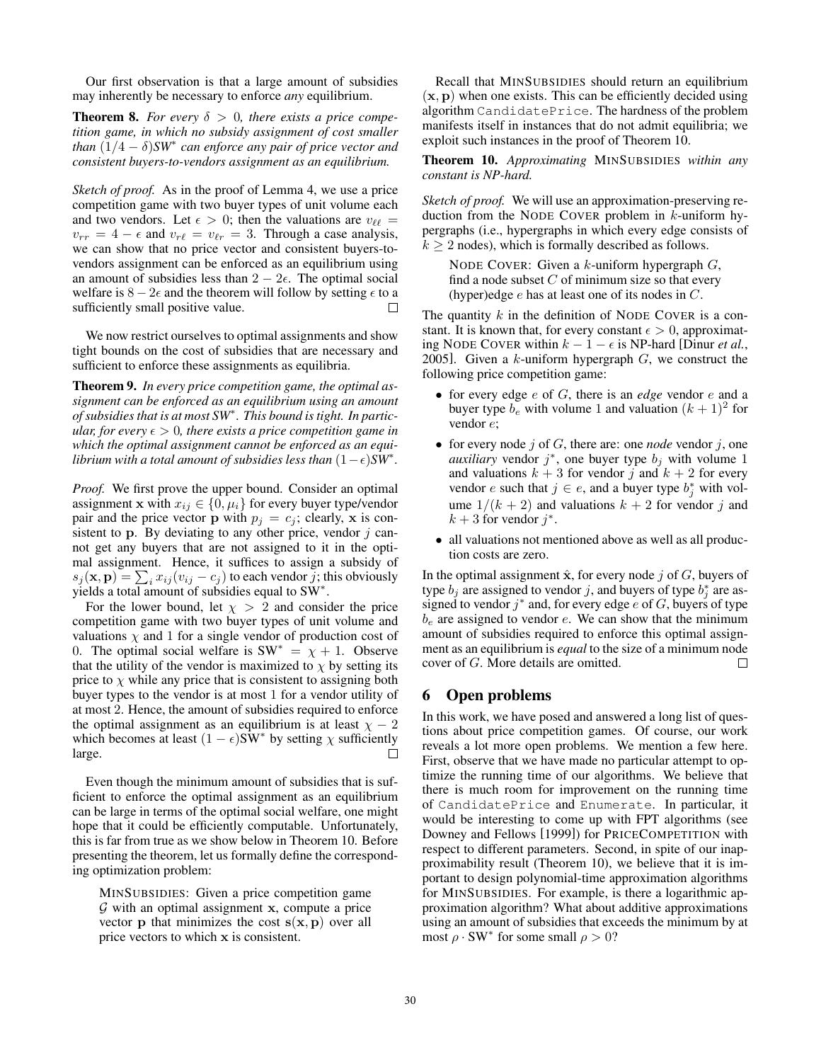Our first observation is that a large amount of subsidies may inherently be necessary to enforce *any* equilibrium.

**Theorem 8.** *For every $\delta > 0$, there exists a price competition game, in which no subsidy assignment of cost smaller than $(1/4 - \delta)\text{SW}^*$ can enforce any pair of price vector and consistent buyers-to-vendors assignment as an equilibrium.*

*Sketch of proof.* As in the proof of Lemma 4, we use a price competition game with two buyer types of unit volume each and two vendors. Let $\epsilon > 0$; then the valuations are $v_{\ell\ell} = v_{rr} = 4 - \epsilon$ and $v_{r\ell} = v_{\ell r} = 3$. Through a case analysis, we can show that no price vector and consistent buyers-to-vendors assignment can be enforced as an equilibrium using an amount of subsidies less than $2 - 2\epsilon$. The optimal social welfare is $8 - 2\epsilon$ and the theorem will follow by setting $\epsilon$ to a sufficiently small positive value. □

We now restrict ourselves to optimal assignments and show tight bounds on the cost of subsidies that are necessary and sufficient to enforce these assignments as equilibria.

**Theorem 9.** *In every price competition game, the optimal assignment can be enforced as an equilibrium using an amount of subsidies that is at most $\text{SW}^*$. This bound is tight. In particular, for every $\epsilon > 0$, there exists a price competition game in which the optimal assignment cannot be enforced as an equilibrium with a total amount of subsidies less than $(1-\epsilon)\text{SW}^*$.*

*Proof.* We first prove the upper bound. Consider an optimal assignment $\mathbf{x}$ with $x_{ij} \in \{0, \mu_i\}$ for every buyer type/vendor pair and the price vector $\mathbf{p}$ with $p_j = c_j$; clearly, $\mathbf{x}$ is consistent to $\mathbf{p}$. By deviating to any other price, vendor $j$ cannot get any buyers that are not assigned to it in the optimal assignment. Hence, it suffices to assign a subsidy of $s_j(\mathbf{x}, \mathbf{p}) = \sum_i x_{ij}(v_{ij} - c_j)$ to each vendor $j$; this obviously yields a total amount of subsidies equal to $\text{SW}^*$.

For the lower bound, let $\chi > 2$ and consider the price competition game with two buyer types of unit volume and valuations $\chi$ and 1 for a single vendor of production cost of 0. The optimal social welfare is $\text{SW}^* = \chi + 1$. Observe that the utility of the vendor is maximized to $\chi$ by setting its price to $\chi$ while any price that is consistent to assigning both buyer types to the vendor is at most 1 for a vendor utility of at most 2. Hence, the amount of subsidies required to enforce the optimal assignment as an equilibrium is at least $\chi - 2$ which becomes at least $(1 - \epsilon)\text{SW}^*$ by setting $\chi$ sufficiently large. □

Even though the minimum amount of subsidies that is sufficient to enforce the optimal assignment as an equilibrium can be large in terms of the optimal social welfare, one might hope that it could be efficiently computable. Unfortunately, this is far from true as we show below in Theorem 10. Before presenting the theorem, let us formally define the corresponding optimization problem:

> MINSUBSIDIES: Given a price competition game $\mathcal{G}$ with an optimal assignment $\mathbf{x}$, compute a price vector $\mathbf{p}$ that minimizes the cost $\mathbf{s}(\mathbf{x}, \mathbf{p})$ over all price vectors to which $\mathbf{x}$ is consistent.

Recall that MINSUBSIDIES should return an equilibrium $(\mathbf{x}, \mathbf{p})$ when one exists. This can be efficiently decided using algorithm `CandidatePrice`. The hardness of the problem manifests itself in instances that do not admit equilibria; we exploit such instances in the proof of Theorem 10.

**Theorem 10.** *Approximating* MINSUBSIDIES *within any constant is NP-hard.*

*Sketch of proof.* We will use an approximation-preserving reduction from the NODE COVER problem in $k$-uniform hypergraphs (i.e., hypergraphs in which every edge consists of $k \geq 2$ nodes), which is formally described as follows.

> NODE COVER: Given a $k$-uniform hypergraph $G$, find a node subset $C$ of minimum size so that every (hyper)edge $e$ has at least one of its nodes in $C$.

The quantity $k$ in the definition of NODE COVER is a constant. It is known that, for every constant $\epsilon > 0$, approximating NODE COVER within $k - 1 - \epsilon$ is NP-hard [Dinur *et al.*, 2005]. Given a $k$-uniform hypergraph $G$, we construct the following price competition game:

- for every edge $e$ of $G$, there is an *edge* vendor $e$ and a buyer type $b_e$ with volume 1 and valuation $(k+1)^2$ for vendor $e$;
- for every node $j$ of $G$, there are: one *node* vendor $j$, one *auxiliary* vendor $j^*$, one buyer type $b_j$ with volume 1 and valuations $k + 3$ for vendor $j$ and $k + 2$ for every vendor $e$ such that $j \in e$, and a buyer type $b_j^*$ with volume $1/(k+2)$ and valuations $k + 2$ for vendor $j$ and $k + 3$ for vendor $j^*$.
- all valuations not mentioned above as well as all production costs are zero.

In the optimal assignment $\hat{\mathbf{x}}$, for every node $j$ of $G$, buyers of type $b_j$ are assigned to vendor $j$, and buyers of type $b_j^*$ are assigned to vendor $j^*$ and, for every edge $e$ of $G$, buyers of type $b_e$ are assigned to vendor $e$. We can show that the minimum amount of subsidies required to enforce this optimal assignment as an equilibrium is *equal* to the size of a minimum node cover of $G$. More details are omitted. □

## 6 Open problems

In this work, we have posed and answered a long list of questions about price competition games. Of course, our work reveals a lot more open problems. We mention a few here. First, observe that we have made no particular attempt to optimize the running time of our algorithms. We believe that there is much room for improvement on the running time of `CandidatePrice` and `Enumerate`. In particular, it would be interesting to come up with FPT algorithms (see Downey and Fellows [1999]) for PRICECOMPETITION with respect to different parameters. Second, in spite of our inapproximability result (Theorem 10), we believe that it is important to design polynomial-time approximation algorithms for MINSUBSIDIES. For example, is there a logarithmic approximation algorithm? What about additive approximations using an amount of subsidies that exceeds the minimum by at most $\rho \cdot \text{SW}^*$ for some small $\rho > 0$?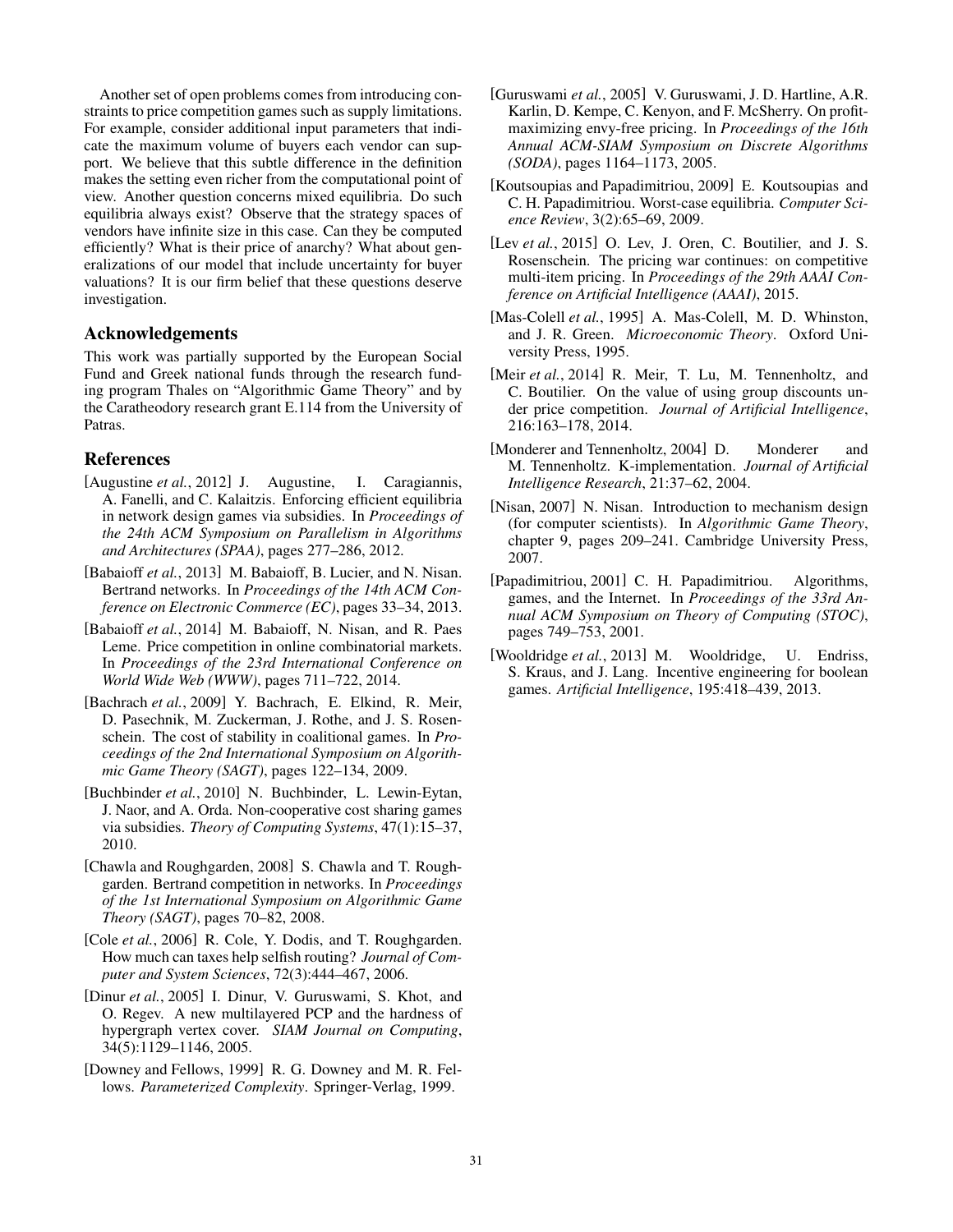Another set of open problems comes from introducing constraints to price competition games such as supply limitations. For example, consider additional input parameters that indicate the maximum volume of buyers each vendor can support. We believe that this subtle difference in the definition makes the setting even richer from the computational point of view. Another question concerns mixed equilibria. Do such equilibria always exist? Observe that the strategy spaces of vendors have infinite size in this case. Can they be computed efficiently? What is their price of anarchy? What about generalizations of our model that include uncertainty for buyer valuations? It is our firm belief that these questions deserve investigation.

## Acknowledgements

This work was partially supported by the European Social Fund and Greek national funds through the research funding program Thales on "Algorithmic Game Theory" and by the Caratheodory research grant E.114 from the University of Patras.

## References

[Augustine *et al.*, 2012] J. Augustine, I. Caragiannis, A. Fanelli, and C. Kalaitzis. Enforcing efficient equilibria in network design games via subsidies. In *Proceedings of the 24th ACM Symposium on Parallelism in Algorithms and Architectures (SPAA)*, pages 277–286, 2012.

[Babaioff *et al.*, 2013] M. Babaioff, B. Lucier, and N. Nisan. Bertrand networks. In *Proceedings of the 14th ACM Conference on Electronic Commerce (EC)*, pages 33–34, 2013.

[Babaioff *et al.*, 2014] M. Babaioff, N. Nisan, and R. Paes Leme. Price competition in online combinatorial markets. In *Proceedings of the 23rd International Conference on World Wide Web (WWW)*, pages 711–722, 2014.

[Bachrach *et al.*, 2009] Y. Bachrach, E. Elkind, R. Meir, D. Pasechnik, M. Zuckerman, J. Rothe, and J. S. Rosenschein. The cost of stability in coalitional games. In *Proceedings of the 2nd International Symposium on Algorithmic Game Theory (SAGT)*, pages 122–134, 2009.

[Buchbinder *et al.*, 2010] N. Buchbinder, L. Lewin-Eytan, J. Naor, and A. Orda. Non-cooperative cost sharing games via subsidies. *Theory of Computing Systems*, 47(1):15–37, 2010.

[Chawla and Roughgarden, 2008] S. Chawla and T. Roughgarden. Bertrand competition in networks. In *Proceedings of the 1st International Symposium on Algorithmic Game Theory (SAGT)*, pages 70–82, 2008.

[Cole *et al.*, 2006] R. Cole, Y. Dodis, and T. Roughgarden. How much can taxes help selfish routing? *Journal of Computer and System Sciences*, 72(3):444–467, 2006.

[Dinur *et al.*, 2005] I. Dinur, V. Guruswami, S. Khot, and O. Regev. A new multilayered PCP and the hardness of hypergraph vertex cover. *SIAM Journal on Computing*, 34(5):1129–1146, 2005.

[Downey and Fellows, 1999] R. G. Downey and M. R. Fellows. *Parameterized Complexity*. Springer-Verlag, 1999.

[Guruswami *et al.*, 2005] V. Guruswami, J. D. Hartline, A.R. Karlin, D. Kempe, C. Kenyon, and F. McSherry. On profit-maximizing envy-free pricing. In *Proceedings of the 16th Annual ACM-SIAM Symposium on Discrete Algorithms (SODA)*, pages 1164–1173, 2005.

[Koutsoupias and Papadimitriou, 2009] E. Koutsoupias and C. H. Papadimitriou. Worst-case equilibria. *Computer Science Review*, 3(2):65–69, 2009.

[Lev *et al.*, 2015] O. Lev, J. Oren, C. Boutilier, and J. S. Rosenschein. The pricing war continues: on competitive multi-item pricing. In *Proceedings of the 29th AAAI Conference on Artificial Intelligence (AAAI)*, 2015.

[Mas-Colell *et al.*, 1995] A. Mas-Colell, M. D. Whinston, and J. R. Green. *Microeconomic Theory*. Oxford University Press, 1995.

[Meir *et al.*, 2014] R. Meir, T. Lu, M. Tennenholtz, and C. Boutilier. On the value of using group discounts under price competition. *Journal of Artificial Intelligence*, 216:163–178, 2014.

[Monderer and Tennenholtz, 2004] D. Monderer and M. Tennenholtz. K-implementation. *Journal of Artificial Intelligence Research*, 21:37–62, 2004.

[Nisan, 2007] N. Nisan. Introduction to mechanism design (for computer scientists). In *Algorithmic Game Theory*, chapter 9, pages 209–241. Cambridge University Press, 2007.

[Papadimitriou, 2001] C. H. Papadimitriou. Algorithms, games, and the Internet. In *Proceedings of the 33rd Annual ACM Symposium on Theory of Computing (STOC)*, pages 749–753, 2001.

[Wooldridge *et al.*, 2013] M. Wooldridge, U. Endriss, S. Kraus, and J. Lang. Incentive engineering for boolean games. *Artificial Intelligence*, 195:418–439, 2013.